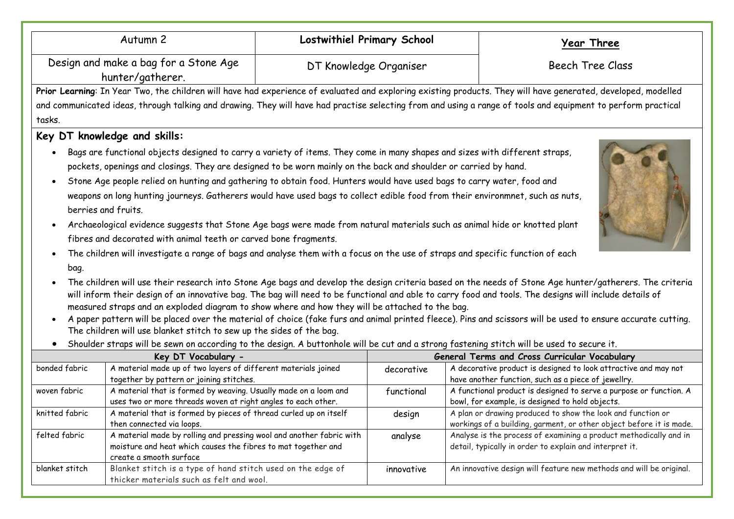| Autumn 2 | **Lostwithiel Primary School** | **Year Three** |
|---|---|---|
| Design and make a bag for a Stone Age hunter/gatherer. | DT Knowledge Organiser | Beech Tree Class |

**Prior Learning**: In Year Two, the children will have had experience of evaluated and exploring existing products. They will have generated, developed, modelled and communicated ideas, through talking and drawing. They will have had practise selecting from and using a range of tools and equipment to perform practical tasks.

## Key DT knowledge and skills:

- Bags are functional objects designed to carry a variety of items. They come in many shapes and sizes with different straps, pockets, openings and closings. They are designed to be worn mainly on the back and shoulder or carried by hand.
- Stone Age people relied on hunting and gathering to obtain food. Hunters would have used bags to carry water, food and weapons on long hunting journeys. Gatherers would have used bags to collect edible food from their environmnet, such as nuts, berries and fruits.
- Archaeological evidence suggests that Stone Age bags were made from natural materials such as animal hide or knotted plant fibres and decorated with animal teeth or carved bone fragments.
- The children will investigate a range of bags and analyse them with a focus on the use of straps and specific function of each bag.
- The children will use their research into Stone Age bags and develop the design criteria based on the needs of Stone Age hunter/gatherers. The criteria will inform their design of an innovative bag. The bag will need to be functional and able to carry food and tools. The designs will include details of measured straps and an exploded diagram to show where and how they will be attached to the bag.
- A paper pattern will be placed over the material of choice (fake furs and animal printed fleece). Pins and scissors will be used to ensure accurate cutting. The children will use blanket stitch to sew up the sides of the bag.
- Shoulder straps will be sewn on according to the design. A buttonhole will be cut and a strong fastening stitch will be used to secure it.

| **Key DT Vocabulary -** | | **General Terms and Cross Curricular Vocabulary** | |
|---|---|---|---|
| bonded fabric | A material made up of two layers of different materials joined together by pattern or joining stitches. | decorative | A decorative product is designed to look attractive and may not have another function, such as a piece of jewellry. |
| woven fabric | A material that is formed by weaving. Usually made on a loom and uses two or more threads woven at right angles to each other. | functional | A functional product is designed to serve a purpose or function. A bowl, for example, is designed to hold objects. |
| knitted fabric | A material that is formed by pieces of thread curled up on itself then connected via loops. | design | A plan or drawing produced to show the look and function or workings of a building, garment, or other object before it is made. |
| felted fabric | A material made by rolling and pressing wool and another fabric with moisture and heat which causes the fibres to mat together and create a smooth surface | analyse | Analyse is the process of examining a product methodically and in detail, typically in order to explain and interpret it. |
| blanket stitch | Blanket stitch is a type of hand stitch used on the edge of thicker materials such as felt and wool. | innovative | An innovative design will feature new methods and will be original. |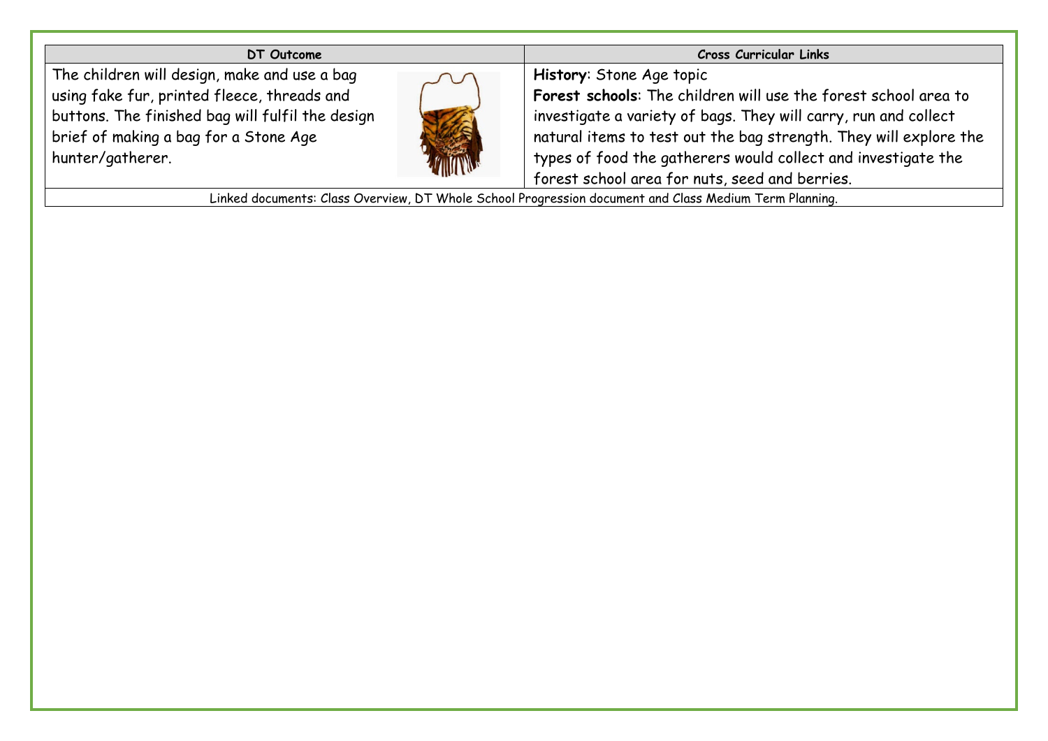| DT Outcome | Cross Curricular Links |
|---|---|
| The children will design, make and use a bag using fake fur, printed fleece, threads and buttons. The finished bag will fulfil the design brief of making a bag for a Stone Age hunter/gatherer. | **History**: Stone Age topic<br>**Forest schools**: The children will use the forest school area to investigate a variety of bags. They will carry, run and collect natural items to test out the bag strength. They will explore the types of food the gatherers would collect and investigate the forest school area for nuts, seed and berries. |
| Linked documents: Class Overview, DT Whole School Progression document and Class Medium Term Planning. | |